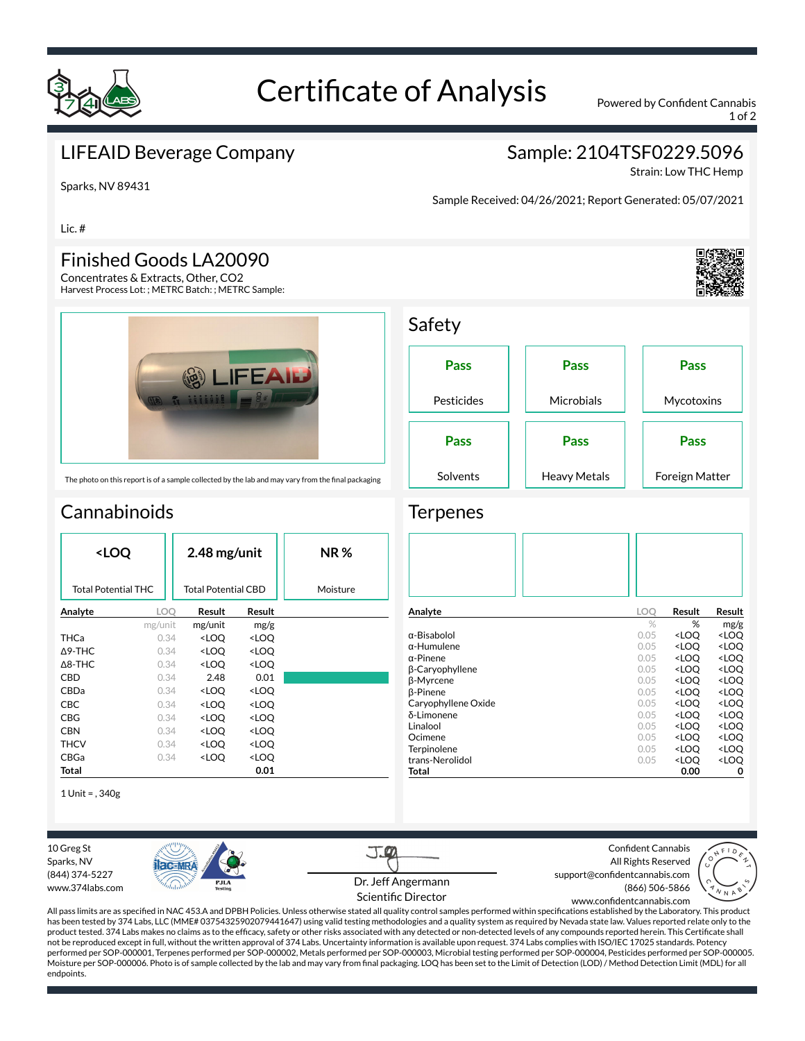# Certificate of Analysis

Powered by Confident Cannabis

## LIFEAID Beverage Company

Sparks, NV 89431

Lic. #

## Sample: 2104TSF0229.5096

Strain: Low THC Hemp

Sample Received: 04/26/2021; Report Generated: 05/07/2021

## Finished Goods LA20090

Concentrates & Extracts, Other, CO2

Harvest Process Lot: ; METRC Batch: ; METRC Sample:

The photo on this report is of a sample collected by the lab and may vary from the final packaging

## Safety

| Pesticides | Microbials | Mycotoxins |
|---|---|---|
| Pass | Pass | Pass |

| Solvents | Heavy Metals | Foreign Matter |
|---|---|---|
| Pass | Pass | Pass |

## Cannabinoids

| Total Potential THC | Total Potential CBD | Moisture |
|---|---|---|
| <LOQ | 2.48 mg/unit | NR % |

| Analyte | LOQ | Result | Result |
|---|---|---|---|
| | mg/unit | mg/unit | mg/g |
| THCa | 0.34 | <LOQ | <LOQ |
| Δ9-THC | 0.34 | <LOQ | <LOQ |
| Δ8-THC | 0.34 | <LOQ | <LOQ |
| CBD | 0.34 | 2.48 | 0.01 |
| CBDa | 0.34 | <LOQ | <LOQ |
| CBC | 0.34 | <LOQ | <LOQ |
| CBG | 0.34 | <LOQ | <LOQ |
| CBN | 0.34 | <LOQ | <LOQ |
| THCV | 0.34 | <LOQ | <LOQ |
| CBGa | 0.34 | <LOQ | <LOQ |
| **Total** | | | **0.01** |

1 Unit = , 340g

## Terpenes

| Analyte | LOQ | Result | Result |
|---|---|---|---|
| | % | % | mg/g |
| α-Bisabolol | 0.05 | <LOQ | <LOQ |
| α-Humulene | 0.05 | <LOQ | <LOQ |
| α-Pinene | 0.05 | <LOQ | <LOQ |
| β-Caryophyllene | 0.05 | <LOQ | <LOQ |
| β-Myrcene | 0.05 | <LOQ | <LOQ |
| β-Pinene | 0.05 | <LOQ | <LOQ |
| Caryophyllene Oxide | 0.05 | <LOQ | <LOQ |
| δ-Limonene | 0.05 | <LOQ | <LOQ |
| Linalool | 0.05 | <LOQ | <LOQ |
| Ocimene | 0.05 | <LOQ | <LOQ |
| Terpinolene | 0.05 | <LOQ | <LOQ |
| trans-Nerolidol | 0.05 | <LOQ | <LOQ |
| **Total** | | **0.00** | **0** |

10 Greg St
Sparks, NV
(844) 374-5227
www.374labs.com

Dr. Jeff Angermann
Scientific Director

Confident Cannabis
All Rights Reserved
support@confidentcannabis.com
(866) 506-5866
www.confidentcannabis.com

All pass limits are as specified in NAC 453.A and DPBH Policies. Unless otherwise stated all quality control samples performed within specifications established by the Laboratory. This product has been tested by 374 Labs, LLC (MME# 03754325902079441647) using valid testing methodologies and a quality system as required by Nevada state law. Values reported relate only to the product tested. 374 Labs makes no claims as to the efficacy, safety or other risks associated with any detected or non-detected levels of any compounds reported herein. This Certificate shall not be reproduced except in full, without the written approval of 374 Labs. Uncertainty information is available upon request. 374 Labs complies with ISO/IEC 17025 standards. Potency performed per SOP-000001, Terpenes performed per SOP-000002, Metals performed per SOP-000003, Microbial testing performed per SOP-000004, Pesticides performed per SOP-000005. Moisture per SOP-000006. Photo is of sample collected by the lab and may vary from final packaging. LOQ has been set to the Limit of Detection (LOD) / Method Detection Limit (MDL) for all endpoints.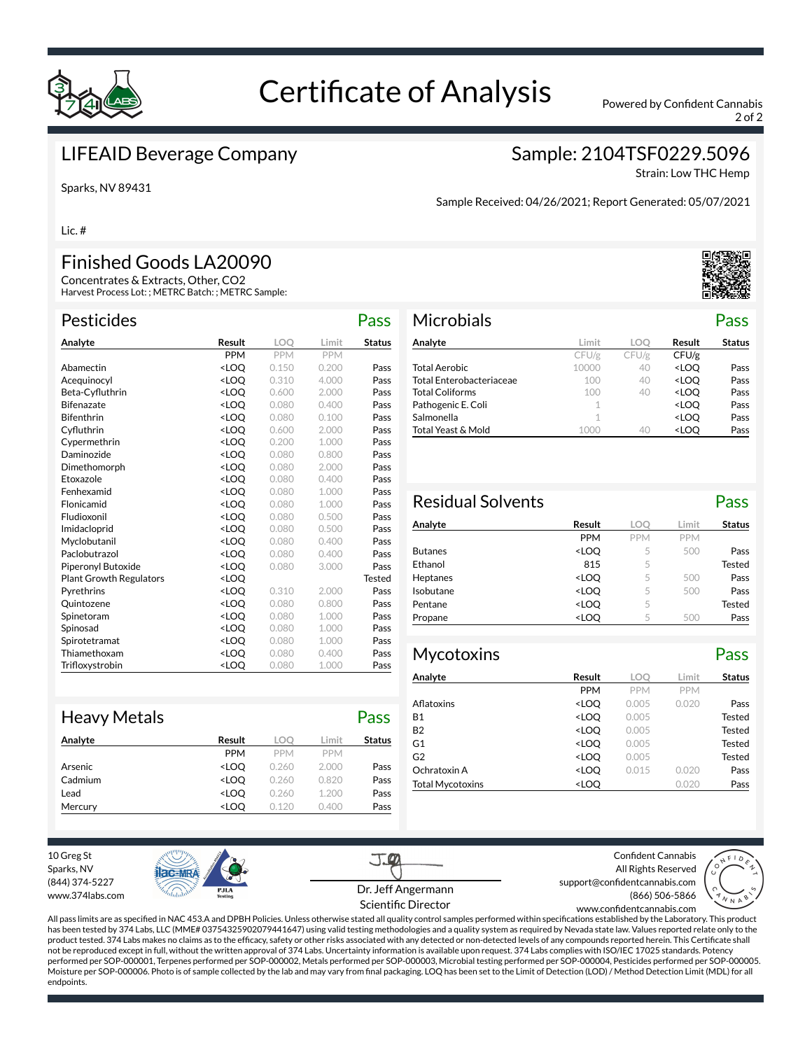# Certificate of Analysis

Powered by Confident Cannabis

## LIFEAID Beverage Company

Sparks, NV 89431

Lic. #

## Sample: 2104TSF0229.5096

Strain: Low THC Hemp

Sample Received: 04/26/2021; Report Generated: 05/07/2021

## Finished Goods LA20090

Concentrates & Extracts, Other, CO2
Harvest Process Lot: ; METRC Batch: ; METRC Sample:

### Pesticides — Pass

| Analyte | Result | LOQ | Limit | Status |
|---|---|---|---|---|
| | PPM | PPM | PPM | |
| Abamectin | <LOQ | 0.150 | 0.200 | Pass |
| Acequinocyl | <LOQ | 0.310 | 4.000 | Pass |
| Beta-Cyfluthrin | <LOQ | 0.600 | 2.000 | Pass |
| Bifenazate | <LOQ | 0.080 | 0.400 | Pass |
| Bifenthrin | <LOQ | 0.080 | 0.100 | Pass |
| Cyfluthrin | <LOQ | 0.600 | 2.000 | Pass |
| Cypermethrin | <LOQ | 0.200 | 1.000 | Pass |
| Daminozide | <LOQ | 0.080 | 0.800 | Pass |
| Dimethomorph | <LOQ | 0.080 | 2.000 | Pass |
| Etoxazole | <LOQ | 0.080 | 0.400 | Pass |
| Fenhexamid | <LOQ | 0.080 | 1.000 | Pass |
| Flonicamid | <LOQ | 0.080 | 1.000 | Pass |
| Fludioxonil | <LOQ | 0.080 | 0.500 | Pass |
| Imidacloprid | <LOQ | 0.080 | 0.500 | Pass |
| Myclobutanil | <LOQ | 0.080 | 0.400 | Pass |
| Paclobutrazol | <LOQ | 0.080 | 0.400 | Pass |
| Piperonyl Butoxide | <LOQ | 0.080 | 3.000 | Pass |
| Plant Growth Regulators | <LOQ | | | Tested |
| Pyrethrins | <LOQ | 0.310 | 2.000 | Pass |
| Quintozene | <LOQ | 0.080 | 0.800 | Pass |
| Spinetoram | <LOQ | 0.080 | 1.000 | Pass |
| Spinosad | <LOQ | 0.080 | 1.000 | Pass |
| Spirotetramat | <LOQ | 0.080 | 1.000 | Pass |
| Thiamethoxam | <LOQ | 0.080 | 0.400 | Pass |
| Trifloxystrobin | <LOQ | 0.080 | 1.000 | Pass |

### Heavy Metals — Pass

| Analyte | Result | LOQ | Limit | Status |
|---|---|---|---|---|
| | PPM | PPM | PPM | |
| Arsenic | <LOQ | 0.260 | 2.000 | Pass |
| Cadmium | <LOQ | 0.260 | 0.820 | Pass |
| Lead | <LOQ | 0.260 | 1.200 | Pass |
| Mercury | <LOQ | 0.120 | 0.400 | Pass |

### Microbials — Pass

| Analyte | Limit | LOQ | Result | Status |
|---|---|---|---|---|
| | CFU/g | CFU/g | CFU/g | |
| Total Aerobic | 10000 | 40 | <LOQ | Pass |
| Total Enterobacteriaceae | 100 | 40 | <LOQ | Pass |
| Total Coliforms | 100 | 40 | <LOQ | Pass |
| Pathogenic E. Coli | 1 | | <LOQ | Pass |
| Salmonella | 1 | | <LOQ | Pass |
| Total Yeast & Mold | 1000 | 40 | <LOQ | Pass |

### Residual Solvents — Pass

| Analyte | Result | LOQ | Limit | Status |
|---|---|---|---|---|
| | PPM | PPM | PPM | |
| Butanes | <LOQ | 5 | 500 | Pass |
| Ethanol | 815 | 5 | | Tested |
| Heptanes | <LOQ | 5 | 500 | Pass |
| Isobutane | <LOQ | 5 | 500 | Pass |
| Pentane | <LOQ | 5 | | Tested |
| Propane | <LOQ | 5 | 500 | Pass |

### Mycotoxins — Pass

| Analyte | Result | LOQ | Limit | Status |
|---|---|---|---|---|
| | PPM | PPM | PPM | |
| Aflatoxins | <LOQ | 0.005 | 0.020 | Pass |
| B1 | <LOQ | 0.005 | | Tested |
| B2 | <LOQ | 0.005 | | Tested |
| G1 | <LOQ | 0.005 | | Tested |
| G2 | <LOQ | 0.005 | | Tested |
| Ochratoxin A | <LOQ | 0.015 | 0.020 | Pass |
| Total Mycotoxins | <LOQ | | 0.020 | Pass |

10 Greg St
Sparks, NV
(844) 374-5227
www.374labs.com

Dr. Jeff Angermann
Scientific Director

Confident Cannabis
All Rights Reserved
support@confidentcannabis.com
(866) 506-5866
www.confidentcannabis.com

All pass limits are as specified in NAC 453.A and DPBH Policies. Unless otherwise stated all quality control samples performed within specifications established by the Laboratory. This product has been tested by 374 Labs, LLC (MME# 03754325902079441647) using valid testing methodologies and a quality system as required by Nevada state law. Values reported relate only to the product tested. 374 Labs makes no claims as to the efficacy, safety or other risks associated with any detected or non-detected levels of any compounds reported herein. This Certificate shall not be reproduced except in full, without the written approval of 374 Labs. Uncertainty information is available upon request. 374 Labs complies with ISO/IEC 17025 standards. Potency performed per SOP-000001, Terpenes performed per SOP-000002, Metals performed per SOP-000003, Microbial testing performed per SOP-000004, Pesticides performed per SOP-000005. Moisture per SOP-000006. Photo is of sample collected by the lab and may vary from final packaging. LOQ has been set to the Limit of Detection (LOD) / Method Detection Limit (MDL) for all endpoints.